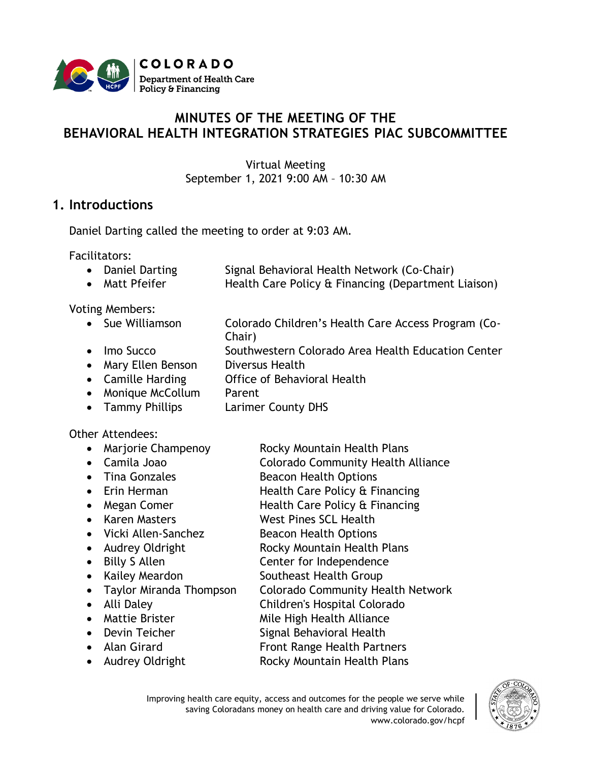# MINUTES OF THE MEETING OF THE BEHAVIORAL HEALTH INTEGRATION STRATEGIES PIAC SUBCOMMITTEE

Virtual Meeting
September 1, 2021 9:00 AM – 10:30 AM

## 1. Introductions

Daniel Darting called the meeting to order at 9:03 AM.

Facilitators:

- Daniel Darting — Signal Behavioral Health Network (Co-Chair)
- Matt Pfeifer — Health Care Policy & Financing (Department Liaison)

Voting Members:

- Sue Williamson — Colorado Children's Health Care Access Program (Co-Chair)
- Imo Succo — Southwestern Colorado Area Health Education Center
- Mary Ellen Benson — Diversus Health
- Camille Harding — Office of Behavioral Health
- Monique McCollum — Parent
- Tammy Phillips — Larimer County DHS

Other Attendees:

- Marjorie Champenoy — Rocky Mountain Health Plans
- Camila Joao — Colorado Community Health Alliance
- Tina Gonzales — Beacon Health Options
- Erin Herman — Health Care Policy & Financing
- Megan Comer — Health Care Policy & Financing
- Karen Masters — West Pines SCL Health
- Vicki Allen-Sanchez — Beacon Health Options
- Audrey Oldright — Rocky Mountain Health Plans
- Billy S Allen — Center for Independence
- Kailey Meardon — Southeast Health Group
- Taylor Miranda Thompson — Colorado Community Health Network
- Alli Daley — Children's Hospital Colorado
- Mattie Brister — Mile High Health Alliance
- Devin Teicher — Signal Behavioral Health
- Alan Girard — Front Range Health Partners
- Audrey Oldright — Rocky Mountain Health Plans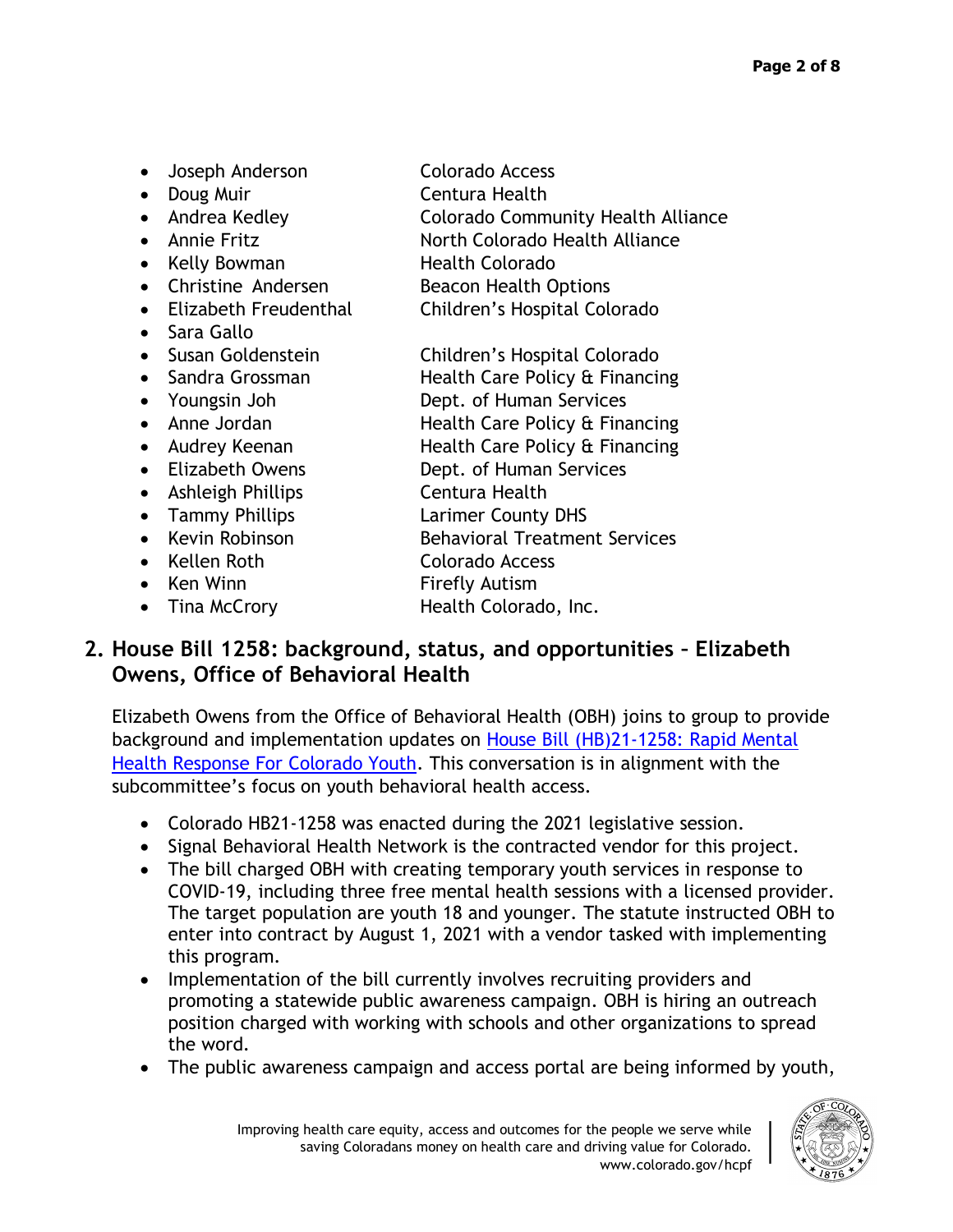- Joseph Anderson — Colorado Access
- Doug Muir — Centura Health
- Andrea Kedley — Colorado Community Health Alliance
- Annie Fritz — North Colorado Health Alliance
- Kelly Bowman — Health Colorado
- Christine Andersen — Beacon Health Options
- Elizabeth Freudenthal — Children's Hospital Colorado
- Sara Gallo
- Susan Goldenstein — Children's Hospital Colorado
- Sandra Grossman — Health Care Policy & Financing
- Youngsin Joh — Dept. of Human Services
- Anne Jordan — Health Care Policy & Financing
- Audrey Keenan — Health Care Policy & Financing
- Elizabeth Owens — Dept. of Human Services
- Ashleigh Phillips — Centura Health
- Tammy Phillips — Larimer County DHS
- Kevin Robinson — Behavioral Treatment Services
- Kellen Roth — Colorado Access
- Ken Winn — Firefly Autism
- Tina McCrory — Health Colorado, Inc.

## 2. House Bill 1258: background, status, and opportunities – Elizabeth Owens, Office of Behavioral Health

Elizabeth Owens from the Office of Behavioral Health (OBH) joins to group to provide background and implementation updates on House Bill (HB)21-1258: Rapid Mental Health Response For Colorado Youth. This conversation is in alignment with the subcommittee's focus on youth behavioral health access.

- Colorado HB21-1258 was enacted during the 2021 legislative session.
- Signal Behavioral Health Network is the contracted vendor for this project.
- The bill charged OBH with creating temporary youth services in response to COVID-19, including three free mental health sessions with a licensed provider. The target population are youth 18 and younger. The statute instructed OBH to enter into contract by August 1, 2021 with a vendor tasked with implementing this program.
- Implementation of the bill currently involves recruiting providers and promoting a statewide public awareness campaign. OBH is hiring an outreach position charged with working with schools and other organizations to spread the word.
- The public awareness campaign and access portal are being informed by youth,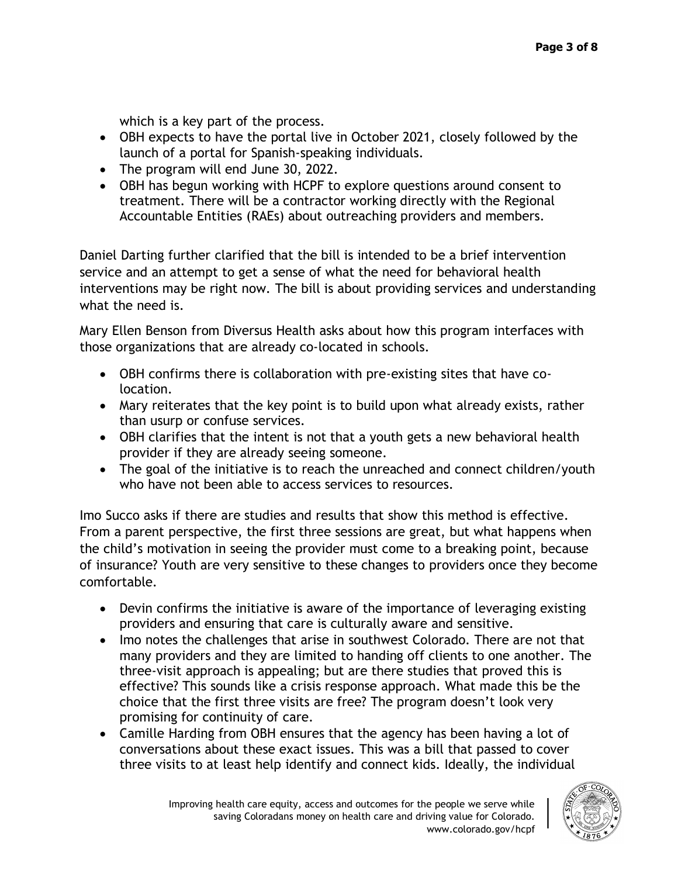which is a key part of the process.
- OBH expects to have the portal live in October 2021, closely followed by the launch of a portal for Spanish-speaking individuals.
- The program will end June 30, 2022.
- OBH has begun working with HCPF to explore questions around consent to treatment. There will be a contractor working directly with the Regional Accountable Entities (RAEs) about outreaching providers and members.

Daniel Darting further clarified that the bill is intended to be a brief intervention service and an attempt to get a sense of what the need for behavioral health interventions may be right now. The bill is about providing services and understanding what the need is.

Mary Ellen Benson from Diversus Health asks about how this program interfaces with those organizations that are already co-located in schools.

- OBH confirms there is collaboration with pre-existing sites that have co-location.
- Mary reiterates that the key point is to build upon what already exists, rather than usurp or confuse services.
- OBH clarifies that the intent is not that a youth gets a new behavioral health provider if they are already seeing someone.
- The goal of the initiative is to reach the unreached and connect children/youth who have not been able to access services to resources.

Imo Succo asks if there are studies and results that show this method is effective. From a parent perspective, the first three sessions are great, but what happens when the child's motivation in seeing the provider must come to a breaking point, because of insurance? Youth are very sensitive to these changes to providers once they become comfortable.

- Devin confirms the initiative is aware of the importance of leveraging existing providers and ensuring that care is culturally aware and sensitive.
- Imo notes the challenges that arise in southwest Colorado. There are not that many providers and they are limited to handing off clients to one another. The three-visit approach is appealing; but are there studies that proved this is effective? This sounds like a crisis response approach. What made this be the choice that the first three visits are free? The program doesn't look very promising for continuity of care.
- Camille Harding from OBH ensures that the agency has been having a lot of conversations about these exact issues. This was a bill that passed to cover three visits to at least help identify and connect kids. Ideally, the individual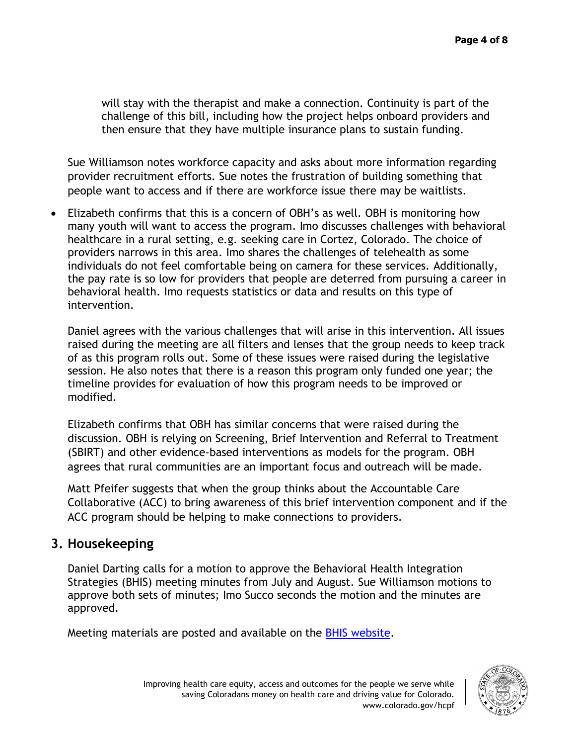will stay with the therapist and make a connection. Continuity is part of the challenge of this bill, including how the project helps onboard providers and then ensure that they have multiple insurance plans to sustain funding.

Sue Williamson notes workforce capacity and asks about more information regarding provider recruitment efforts. Sue notes the frustration of building something that people want to access and if there are workforce issue there may be waitlists.

- Elizabeth confirms that this is a concern of OBH's as well. OBH is monitoring how many youth will want to access the program. Imo discusses challenges with behavioral healthcare in a rural setting, e.g. seeking care in Cortez, Colorado. The choice of providers narrows in this area. Imo shares the challenges of telehealth as some individuals do not feel comfortable being on camera for these services. Additionally, the pay rate is so low for providers that people are deterred from pursuing a career in behavioral health. Imo requests statistics or data and results on this type of intervention.

  Daniel agrees with the various challenges that will arise in this intervention. All issues raised during the meeting are all filters and lenses that the group needs to keep track of as this program rolls out. Some of these issues were raised during the legislative session. He also notes that there is a reason this program only funded one year; the timeline provides for evaluation of how this program needs to be improved or modified.

  Elizabeth confirms that OBH has similar concerns that were raised during the discussion. OBH is relying on Screening, Brief Intervention and Referral to Treatment (SBIRT) and other evidence-based interventions as models for the program. OBH agrees that rural communities are an important focus and outreach will be made.

  Matt Pfeifer suggests that when the group thinks about the Accountable Care Collaborative (ACC) to bring awareness of this brief intervention component and if the ACC program should be helping to make connections to providers.

## 3. Housekeeping

Daniel Darting calls for a motion to approve the Behavioral Health Integration Strategies (BHIS) meeting minutes from July and August. Sue Williamson motions to approve both sets of minutes; Imo Succo seconds the motion and the minutes are approved.

Meeting materials are posted and available on the [BHIS website](BHIS website).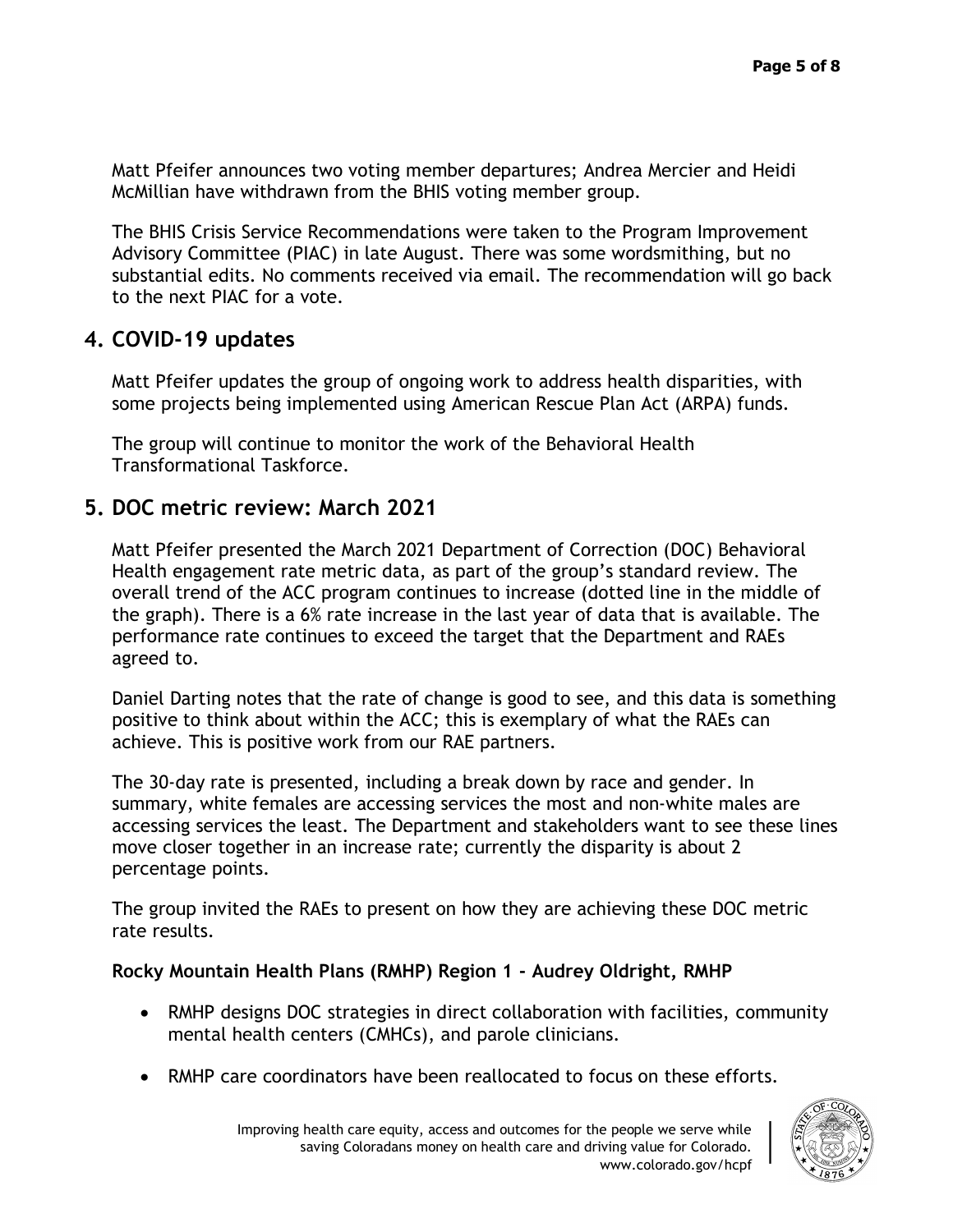Matt Pfeifer announces two voting member departures; Andrea Mercier and Heidi McMillian have withdrawn from the BHIS voting member group.

The BHIS Crisis Service Recommendations were taken to the Program Improvement Advisory Committee (PIAC) in late August. There was some wordsmithing, but no substantial edits. No comments received via email. The recommendation will go back to the next PIAC for a vote.

## 4. COVID-19 updates

Matt Pfeifer updates the group of ongoing work to address health disparities, with some projects being implemented using American Rescue Plan Act (ARPA) funds.

The group will continue to monitor the work of the Behavioral Health Transformational Taskforce.

## 5. DOC metric review: March 2021

Matt Pfeifer presented the March 2021 Department of Correction (DOC) Behavioral Health engagement rate metric data, as part of the group's standard review. The overall trend of the ACC program continues to increase (dotted line in the middle of the graph). There is a 6% rate increase in the last year of data that is available. The performance rate continues to exceed the target that the Department and RAEs agreed to.

Daniel Darting notes that the rate of change is good to see, and this data is something positive to think about within the ACC; this is exemplary of what the RAEs can achieve. This is positive work from our RAE partners.

The 30-day rate is presented, including a break down by race and gender. In summary, white females are accessing services the most and non-white males are accessing services the least. The Department and stakeholders want to see these lines move closer together in an increase rate; currently the disparity is about 2 percentage points.

The group invited the RAEs to present on how they are achieving these DOC metric rate results.

**Rocky Mountain Health Plans (RMHP) Region 1 - Audrey Oldright, RMHP**

- RMHP designs DOC strategies in direct collaboration with facilities, community mental health centers (CMHCs), and parole clinicians.
- RMHP care coordinators have been reallocated to focus on these efforts.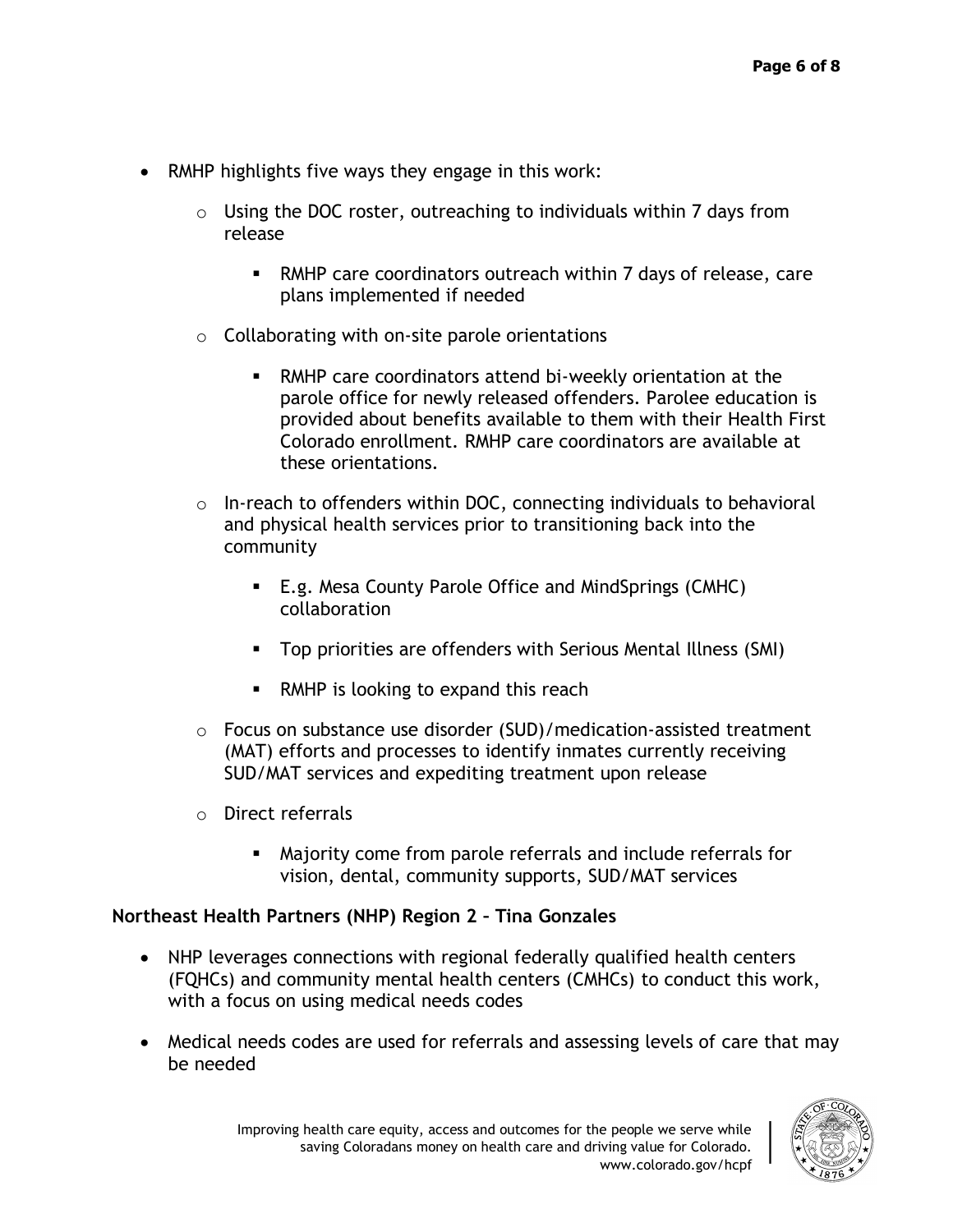- RMHP highlights five ways they engage in this work:
  - Using the DOC roster, outreaching to individuals within 7 days from release
    - RMHP care coordinators outreach within 7 days of release, care plans implemented if needed
  - Collaborating with on-site parole orientations
    - RMHP care coordinators attend bi-weekly orientation at the parole office for newly released offenders. Parolee education is provided about benefits available to them with their Health First Colorado enrollment. RMHP care coordinators are available at these orientations.
  - In-reach to offenders within DOC, connecting individuals to behavioral and physical health services prior to transitioning back into the community
    - E.g. Mesa County Parole Office and MindSprings (CMHC) collaboration
    - Top priorities are offenders with Serious Mental Illness (SMI)
    - RMHP is looking to expand this reach
  - Focus on substance use disorder (SUD)/medication-assisted treatment (MAT) efforts and processes to identify inmates currently receiving SUD/MAT services and expediting treatment upon release
  - Direct referrals
    - Majority come from parole referrals and include referrals for vision, dental, community supports, SUD/MAT services

**Northeast Health Partners (NHP) Region 2 – Tina Gonzales**

- NHP leverages connections with regional federally qualified health centers (FQHCs) and community mental health centers (CMHCs) to conduct this work, with a focus on using medical needs codes
- Medical needs codes are used for referrals and assessing levels of care that may be needed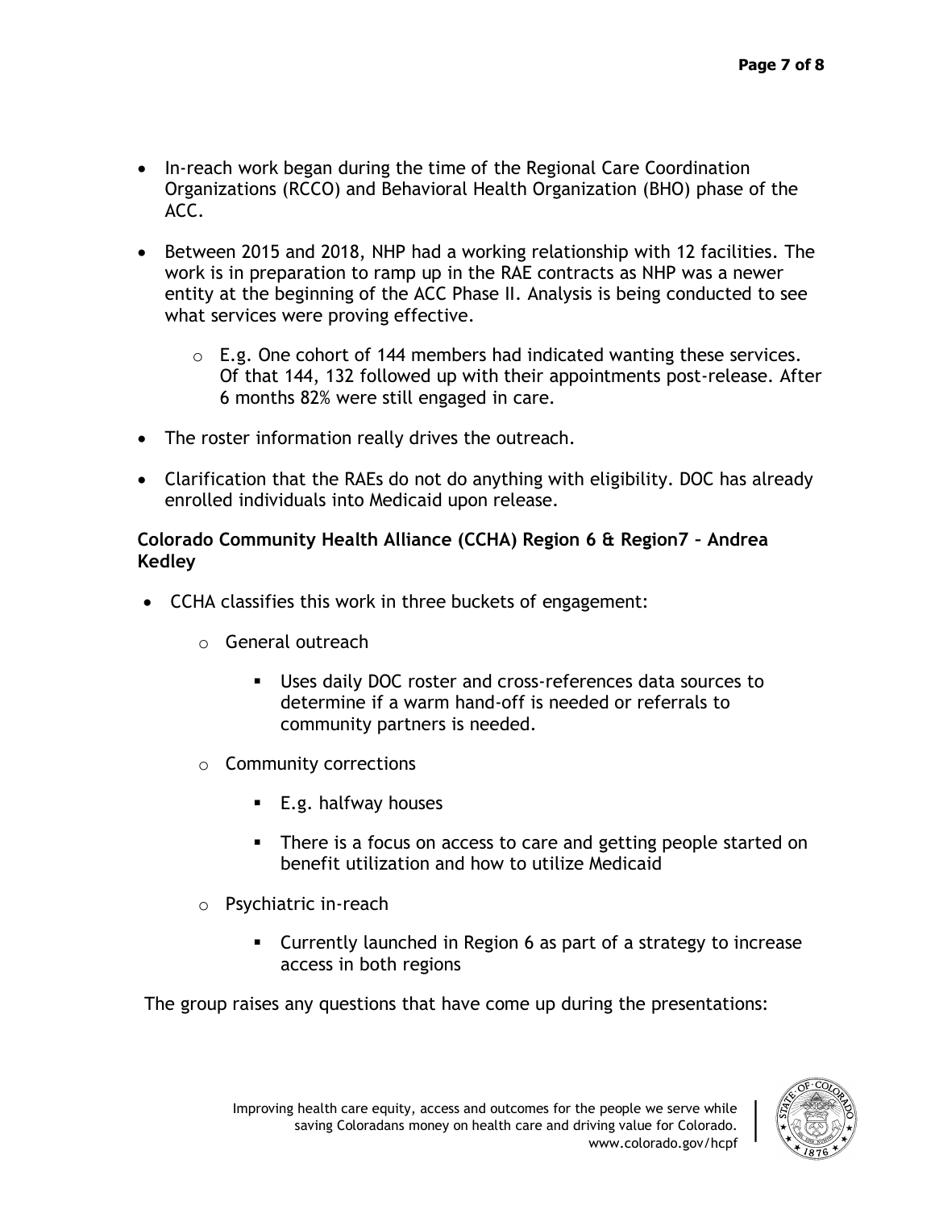- In-reach work began during the time of the Regional Care Coordination Organizations (RCCO) and Behavioral Health Organization (BHO) phase of the ACC.
- Between 2015 and 2018, NHP had a working relationship with 12 facilities. The work is in preparation to ramp up in the RAE contracts as NHP was a newer entity at the beginning of the ACC Phase II. Analysis is being conducted to see what services were proving effective.
  - E.g. One cohort of 144 members had indicated wanting these services. Of that 144, 132 followed up with their appointments post-release. After 6 months 82% were still engaged in care.
- The roster information really drives the outreach.
- Clarification that the RAEs do not do anything with eligibility. DOC has already enrolled individuals into Medicaid upon release.

**Colorado Community Health Alliance (CCHA) Region 6 & Region7 – Andrea Kedley**

- CCHA classifies this work in three buckets of engagement:
  - General outreach
    - Uses daily DOC roster and cross-references data sources to determine if a warm hand-off is needed or referrals to community partners is needed.
  - Community corrections
    - E.g. halfway houses
    - There is a focus on access to care and getting people started on benefit utilization and how to utilize Medicaid
  - Psychiatric in-reach
    - Currently launched in Region 6 as part of a strategy to increase access in both regions

The group raises any questions that have come up during the presentations: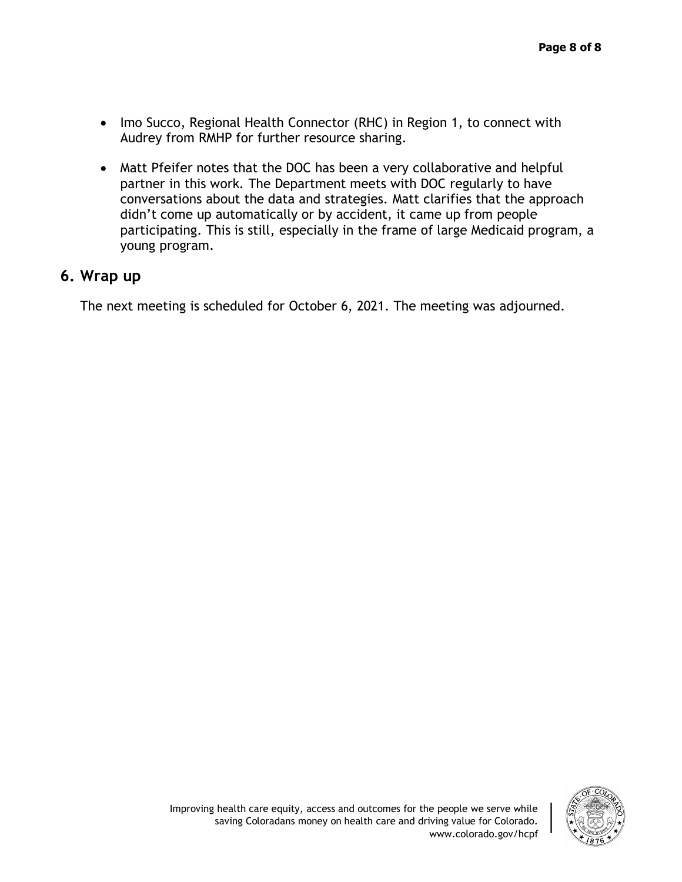- Imo Succo, Regional Health Connector (RHC) in Region 1, to connect with Audrey from RMHP for further resource sharing.
- Matt Pfeifer notes that the DOC has been a very collaborative and helpful partner in this work. The Department meets with DOC regularly to have conversations about the data and strategies. Matt clarifies that the approach didn't come up automatically or by accident, it came up from people participating. This is still, especially in the frame of large Medicaid program, a young program.

## 6. Wrap up

The next meeting is scheduled for October 6, 2021. The meeting was adjourned.